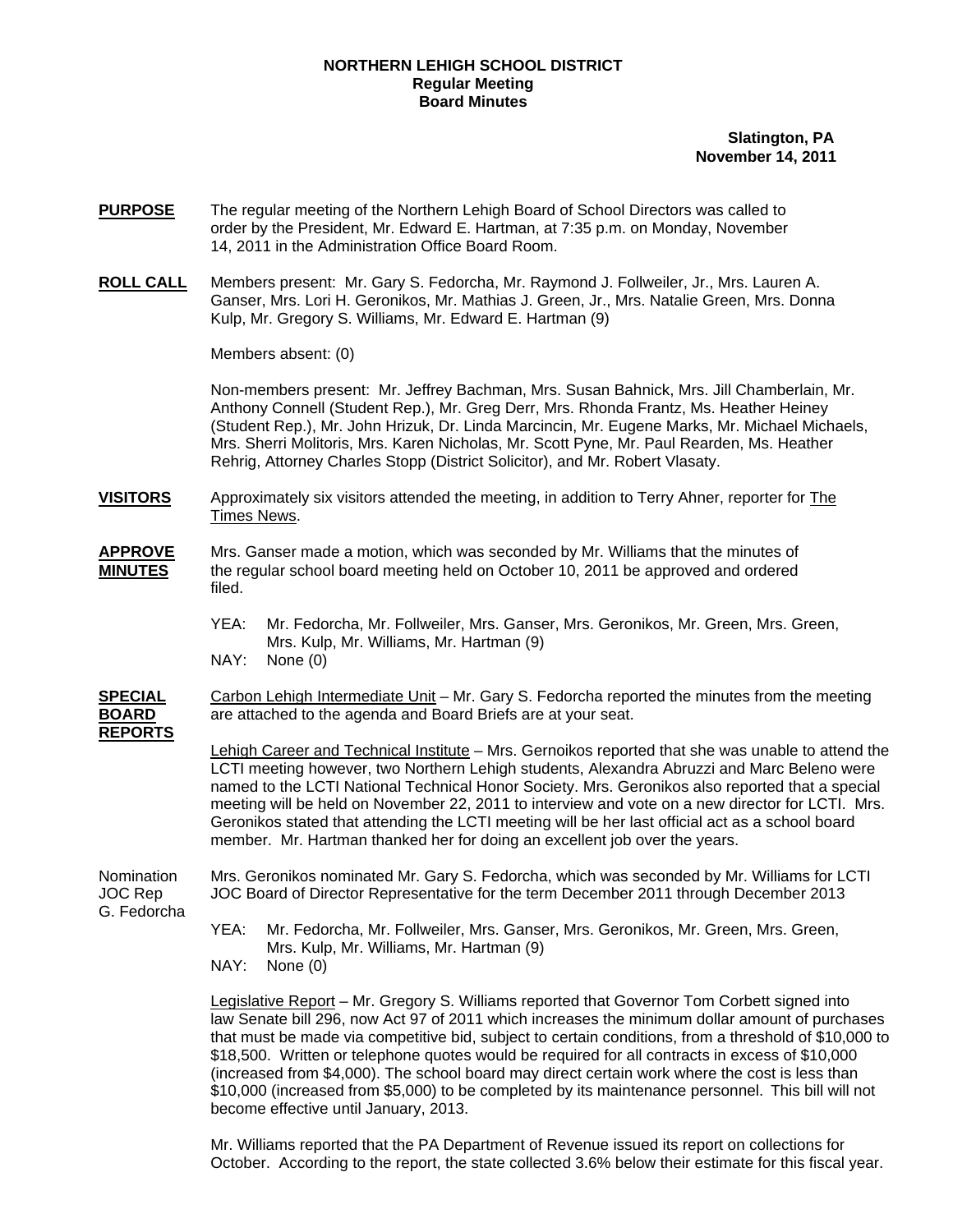**NORTHERN LEHIGH SCHOOL DISTRICT**
**Regular Meeting**
**Board Minutes**

**Slatington, PA**
**November 14, 2011**

**PURPOSE** The regular meeting of the Northern Lehigh Board of School Directors was called to order by the President, Mr. Edward E. Hartman, at 7:35 p.m. on Monday, November 14, 2011 in the Administration Office Board Room.

**ROLL CALL** Members present: Mr. Gary S. Fedorcha, Mr. Raymond J. Follweiler, Jr., Mrs. Lauren A. Ganser, Mrs. Lori H. Geronikos, Mr. Mathias J. Green, Jr., Mrs. Natalie Green, Mrs. Donna Kulp, Mr. Gregory S. Williams, Mr. Edward E. Hartman (9)

Members absent: (0)

Non-members present: Mr. Jeffrey Bachman, Mrs. Susan Bahnick, Mrs. Jill Chamberlain, Mr. Anthony Connell (Student Rep.), Mr. Greg Derr, Mrs. Rhonda Frantz, Ms. Heather Heiney (Student Rep.), Mr. John Hrizuk, Dr. Linda Marcincin, Mr. Eugene Marks, Mr. Michael Michaels, Mrs. Sherri Molitoris, Mrs. Karen Nicholas, Mr. Scott Pyne, Mr. Paul Rearden, Ms. Heather Rehrig, Attorney Charles Stopp (District Solicitor), and Mr. Robert Vlasaty.

**VISITORS** Approximately six visitors attended the meeting, in addition to Terry Ahner, reporter for The Times News.

**APPROVE MINUTES** Mrs. Ganser made a motion, which was seconded by Mr. Williams that the minutes of the regular school board meeting held on October 10, 2011 be approved and ordered filed.

YEA: Mr. Fedorcha, Mr. Follweiler, Mrs. Ganser, Mrs. Geronikos, Mr. Green, Mrs. Green, Mrs. Kulp, Mr. Williams, Mr. Hartman (9)
NAY: None (0)

**SPECIAL BOARD REPORTS** Carbon Lehigh Intermediate Unit – Mr. Gary S. Fedorcha reported the minutes from the meeting are attached to the agenda and Board Briefs are at your seat.

Lehigh Career and Technical Institute – Mrs. Gernoikos reported that she was unable to attend the LCTI meeting however, two Northern Lehigh students, Alexandra Abruzzi and Marc Beleno were named to the LCTI National Technical Honor Society. Mrs. Geronikos also reported that a special meeting will be held on November 22, 2011 to interview and vote on a new director for LCTI. Mrs. Geronikos stated that attending the LCTI meeting will be her last official act as a school board member. Mr. Hartman thanked her for doing an excellent job over the years.

Nomination JOC Rep G. Fedorcha Mrs. Geronikos nominated Mr. Gary S. Fedorcha, which was seconded by Mr. Williams for LCTI JOC Board of Director Representative for the term December 2011 through December 2013

YEA: Mr. Fedorcha, Mr. Follweiler, Mrs. Ganser, Mrs. Geronikos, Mr. Green, Mrs. Green, Mrs. Kulp, Mr. Williams, Mr. Hartman (9)
NAY: None (0)

Legislative Report – Mr. Gregory S. Williams reported that Governor Tom Corbett signed into law Senate bill 296, now Act 97 of 2011 which increases the minimum dollar amount of purchases that must be made via competitive bid, subject to certain conditions, from a threshold of $10,000 to $18,500. Written or telephone quotes would be required for all contracts in excess of $10,000 (increased from $4,000). The school board may direct certain work where the cost is less than $10,000 (increased from $5,000) to be completed by its maintenance personnel. This bill will not become effective until January, 2013.

Mr. Williams reported that the PA Department of Revenue issued its report on collections for October. According to the report, the state collected 3.6% below their estimate for this fiscal year.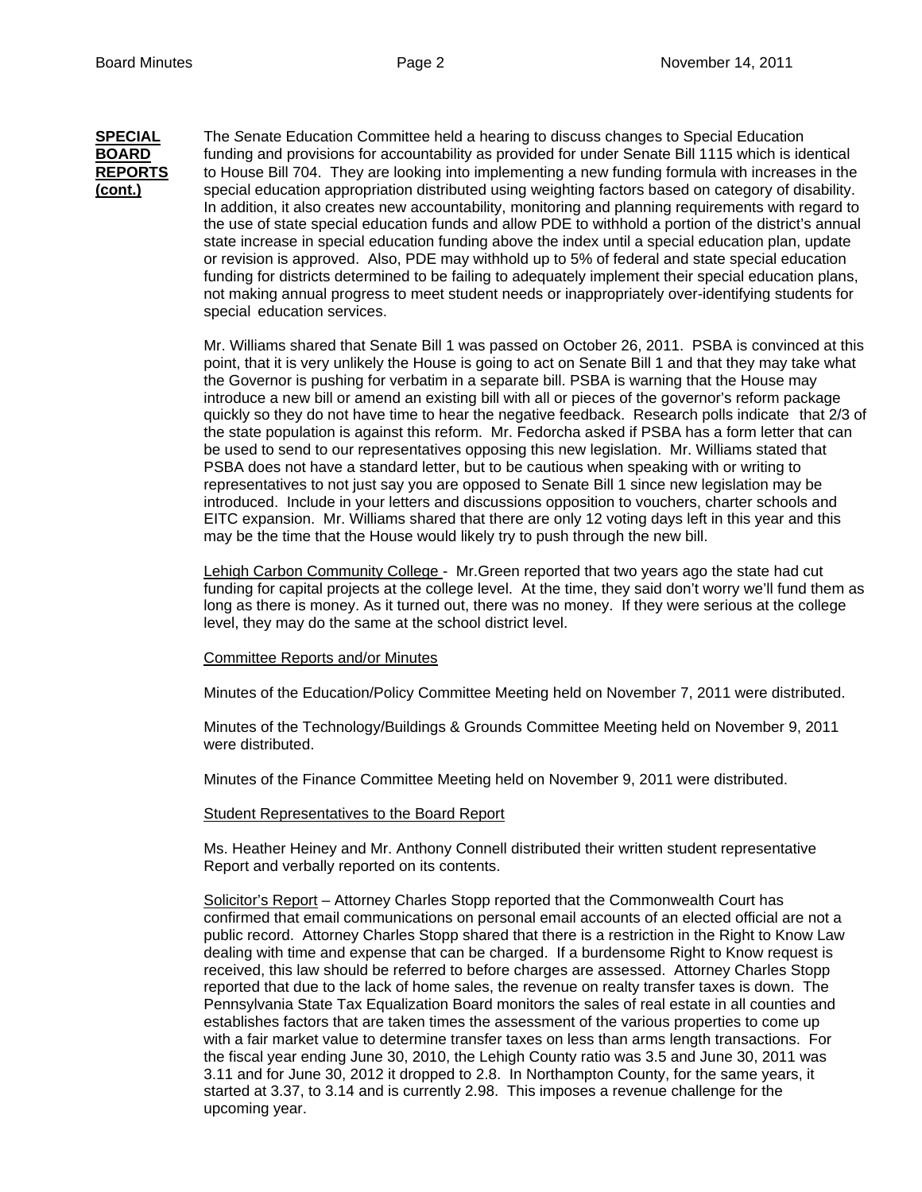**SPECIAL BOARD REPORTS (cont.)**

The Senate Education Committee held a hearing to discuss changes to Special Education funding and provisions for accountability as provided for under Senate Bill 1115 which is identical to House Bill 704. They are looking into implementing a new funding formula with increases in the special education appropriation distributed using weighting factors based on category of disability. In addition, it also creates new accountability, monitoring and planning requirements with regard to the use of state special education funds and allow PDE to withhold a portion of the district's annual state increase in special education funding above the index until a special education plan, update or revision is approved. Also, PDE may withhold up to 5% of federal and state special education funding for districts determined to be failing to adequately implement their special education plans, not making annual progress to meet student needs or inappropriately over-identifying students for special education services.

Mr. Williams shared that Senate Bill 1 was passed on October 26, 2011. PSBA is convinced at this point, that it is very unlikely the House is going to act on Senate Bill 1 and that they may take what the Governor is pushing for verbatim in a separate bill. PSBA is warning that the House may introduce a new bill or amend an existing bill with all or pieces of the governor's reform package quickly so they do not have time to hear the negative feedback. Research polls indicate that 2/3 of the state population is against this reform. Mr. Fedorcha asked if PSBA has a form letter that can be used to send to our representatives opposing this new legislation. Mr. Williams stated that PSBA does not have a standard letter, but to be cautious when speaking with or writing to representatives to not just say you are opposed to Senate Bill 1 since new legislation may be introduced. Include in your letters and discussions opposition to vouchers, charter schools and EITC expansion. Mr. Williams shared that there are only 12 voting days left in this year and this may be the time that the House would likely try to push through the new bill.

Lehigh Carbon Community College - Mr.Green reported that two years ago the state had cut funding for capital projects at the college level. At the time, they said don't worry we'll fund them as long as there is money. As it turned out, there was no money. If they were serious at the college level, they may do the same at the school district level.

Committee Reports and/or Minutes

Minutes of the Education/Policy Committee Meeting held on November 7, 2011 were distributed.

Minutes of the Technology/Buildings & Grounds Committee Meeting held on November 9, 2011 were distributed.

Minutes of the Finance Committee Meeting held on November 9, 2011 were distributed.

Student Representatives to the Board Report

Ms. Heather Heiney and Mr. Anthony Connell distributed their written student representative Report and verbally reported on its contents.

Solicitor's Report – Attorney Charles Stopp reported that the Commonwealth Court has confirmed that email communications on personal email accounts of an elected official are not a public record. Attorney Charles Stopp shared that there is a restriction in the Right to Know Law dealing with time and expense that can be charged. If a burdensome Right to Know request is received, this law should be referred to before charges are assessed. Attorney Charles Stopp reported that due to the lack of home sales, the revenue on realty transfer taxes is down. The Pennsylvania State Tax Equalization Board monitors the sales of real estate in all counties and establishes factors that are taken times the assessment of the various properties to come up with a fair market value to determine transfer taxes on less than arms length transactions. For the fiscal year ending June 30, 2010, the Lehigh County ratio was 3.5 and June 30, 2011 was 3.11 and for June 30, 2012 it dropped to 2.8. In Northampton County, for the same years, it started at 3.37, to 3.14 and is currently 2.98. This imposes a revenue challenge for the upcoming year.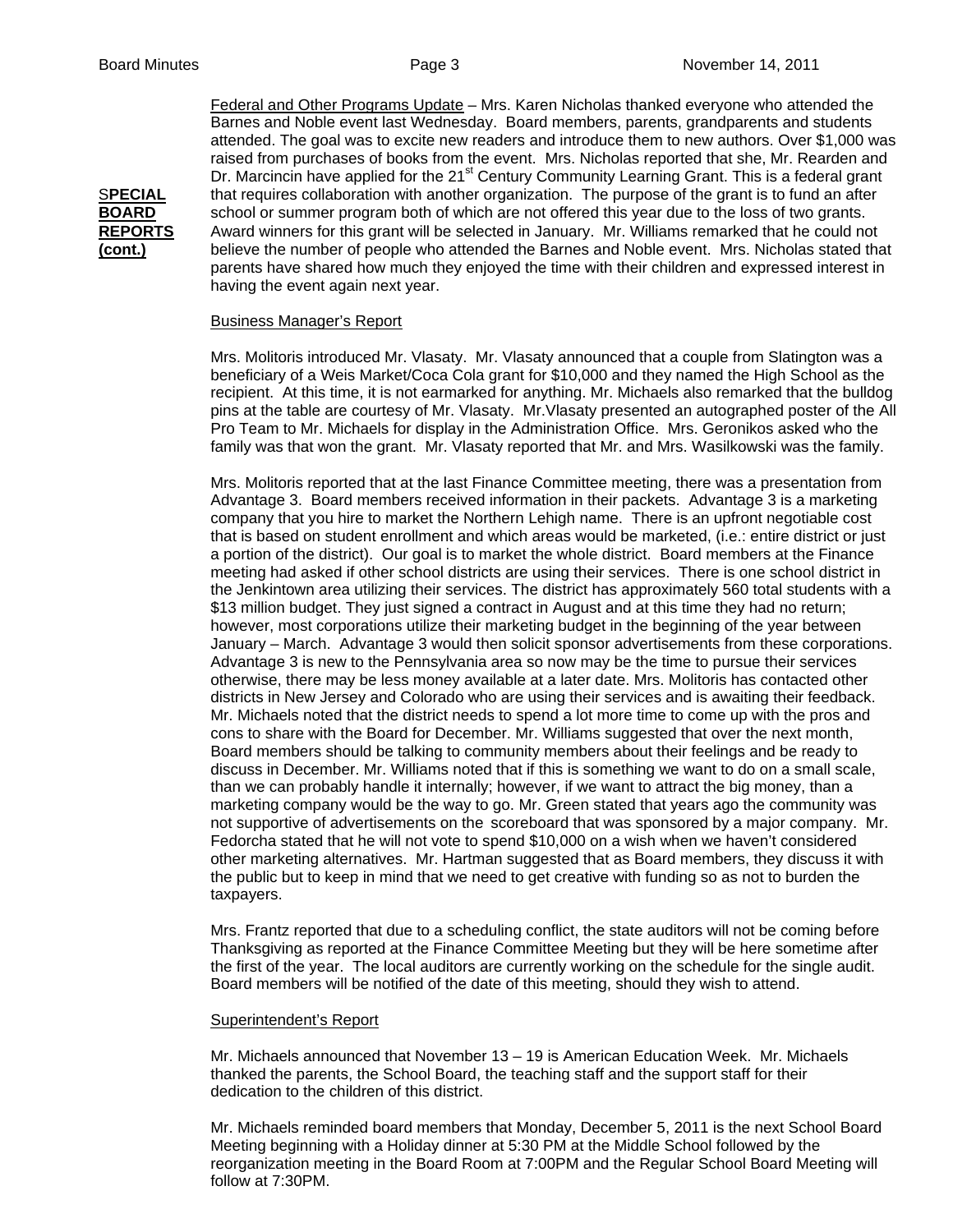**SPECIAL BOARD REPORTS (cont.)**

Federal and Other Programs Update – Mrs. Karen Nicholas thanked everyone who attended the Barnes and Noble event last Wednesday. Board members, parents, grandparents and students attended. The goal was to excite new readers and introduce them to new authors. Over $1,000 was raised from purchases of books from the event. Mrs. Nicholas reported that she, Mr. Rearden and Dr. Marcincin have applied for the 21st Century Community Learning Grant. This is a federal grant that requires collaboration with another organization. The purpose of the grant is to fund an after school or summer program both of which are not offered this year due to the loss of two grants. Award winners for this grant will be selected in January. Mr. Williams remarked that he could not believe the number of people who attended the Barnes and Noble event. Mrs. Nicholas stated that parents have shared how much they enjoyed the time with their children and expressed interest in having the event again next year.

Business Manager's Report

Mrs. Molitoris introduced Mr. Vlasaty. Mr. Vlasaty announced that a couple from Slatington was a beneficiary of a Weis Market/Coca Cola grant for $10,000 and they named the High School as the recipient. At this time, it is not earmarked for anything. Mr. Michaels also remarked that the bulldog pins at the table are courtesy of Mr. Vlasaty. Mr.Vlasaty presented an autographed poster of the All Pro Team to Mr. Michaels for display in the Administration Office. Mrs. Geronikos asked who the family was that won the grant. Mr. Vlasaty reported that Mr. and Mrs. Wasilkowski was the family.

Mrs. Molitoris reported that at the last Finance Committee meeting, there was a presentation from Advantage 3. Board members received information in their packets. Advantage 3 is a marketing company that you hire to market the Northern Lehigh name. There is an upfront negotiable cost that is based on student enrollment and which areas would be marketed, (i.e.: entire district or just a portion of the district). Our goal is to market the whole district. Board members at the Finance meeting had asked if other school districts are using their services. There is one school district in the Jenkintown area utilizing their services. The district has approximately 560 total students with a $13 million budget. They just signed a contract in August and at this time they had no return; however, most corporations utilize their marketing budget in the beginning of the year between January – March. Advantage 3 would then solicit sponsor advertisements from these corporations. Advantage 3 is new to the Pennsylvania area so now may be the time to pursue their services otherwise, there may be less money available at a later date. Mrs. Molitoris has contacted other districts in New Jersey and Colorado who are using their services and is awaiting their feedback. Mr. Michaels noted that the district needs to spend a lot more time to come up with the pros and cons to share with the Board for December. Mr. Williams suggested that over the next month, Board members should be talking to community members about their feelings and be ready to discuss in December. Mr. Williams noted that if this is something we want to do on a small scale, than we can probably handle it internally; however, if we want to attract the big money, than a marketing company would be the way to go. Mr. Green stated that years ago the community was not supportive of advertisements on the scoreboard that was sponsored by a major company. Mr. Fedorcha stated that he will not vote to spend $10,000 on a wish when we haven't considered other marketing alternatives. Mr. Hartman suggested that as Board members, they discuss it with the public but to keep in mind that we need to get creative with funding so as not to burden the taxpayers.

Mrs. Frantz reported that due to a scheduling conflict, the state auditors will not be coming before Thanksgiving as reported at the Finance Committee Meeting but they will be here sometime after the first of the year. The local auditors are currently working on the schedule for the single audit. Board members will be notified of the date of this meeting, should they wish to attend.

Superintendent's Report

Mr. Michaels announced that November 13 – 19 is American Education Week. Mr. Michaels thanked the parents, the School Board, the teaching staff and the support staff for their dedication to the children of this district.

Mr. Michaels reminded board members that Monday, December 5, 2011 is the next School Board Meeting beginning with a Holiday dinner at 5:30 PM at the Middle School followed by the reorganization meeting in the Board Room at 7:00PM and the Regular School Board Meeting will follow at 7:30PM.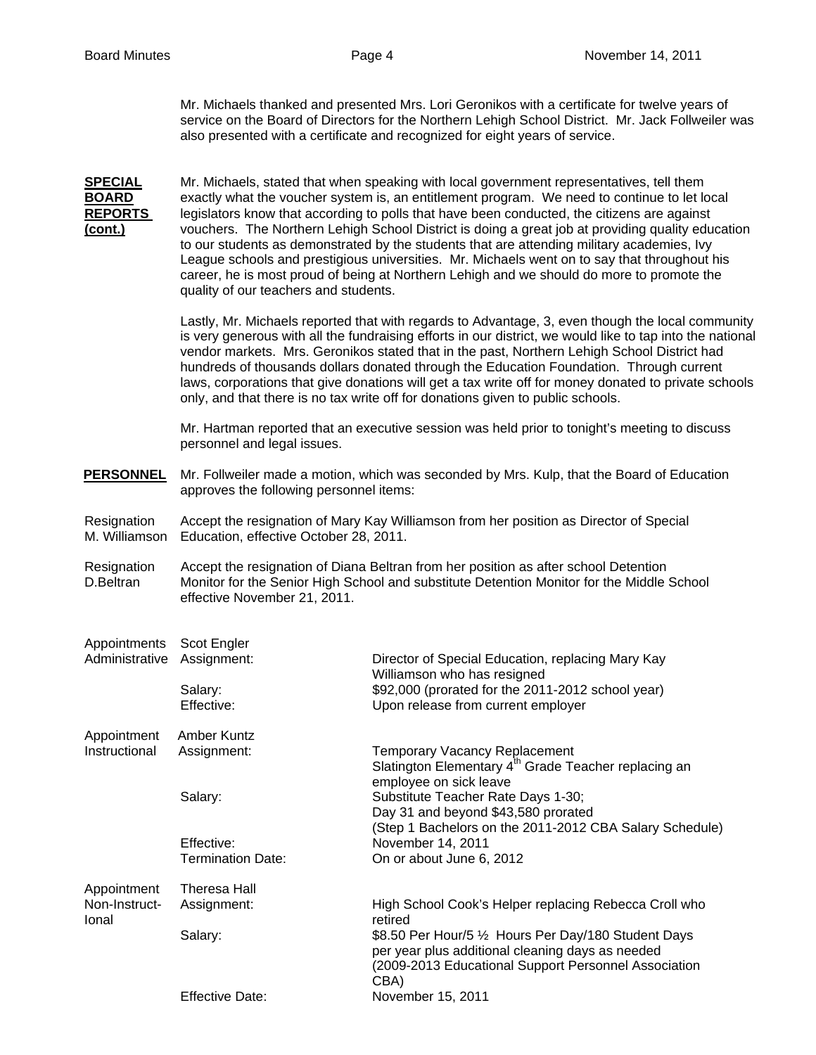Mr. Michaels thanked and presented Mrs. Lori Geronikos with a certificate for twelve years of service on the Board of Directors for the Northern Lehigh School District. Mr. Jack Follweiler was also presented with a certificate and recognized for eight years of service.

**SPECIAL BOARD REPORTS (cont.)**

Mr. Michaels, stated that when speaking with local government representatives, tell them exactly what the voucher system is, an entitlement program. We need to continue to let local legislators know that according to polls that have been conducted, the citizens are against vouchers. The Northern Lehigh School District is doing a great job at providing quality education to our students as demonstrated by the students that are attending military academies, Ivy League schools and prestigious universities. Mr. Michaels went on to say that throughout his career, he is most proud of being at Northern Lehigh and we should do more to promote the quality of our teachers and students.

Lastly, Mr. Michaels reported that with regards to Advantage, 3, even though the local community is very generous with all the fundraising efforts in our district, we would like to tap into the national vendor markets. Mrs. Geronikos stated that in the past, Northern Lehigh School District had hundreds of thousands dollars donated through the Education Foundation. Through current laws, corporations that give donations will get a tax write off for money donated to private schools only, and that there is no tax write off for donations given to public schools.

Mr. Hartman reported that an executive session was held prior to tonight's meeting to discuss personnel and legal issues.

**PERSONNEL**

Mr. Follweiler made a motion, which was seconded by Mrs. Kulp, that the Board of Education approves the following personnel items:

Resignation M. Williamson

Accept the resignation of Mary Kay Williamson from her position as Director of Special Education, effective October 28, 2011.

Resignation D.Beltran

Accept the resignation of Diana Beltran from her position as after school Detention Monitor for the Senior High School and substitute Detention Monitor for the Middle School effective November 21, 2011.

Appointments Administrative

| Scot Engler | |
|---|---|
| Assignment: | Director of Special Education, replacing Mary Kay Williamson who has resigned |
| Salary: | $92,000 (prorated for the 2011-2012 school year) |
| Effective: | Upon release from current employer |

Appointment Instructional

| Amber Kuntz | |
|---|---|
| Assignment: | Temporary Vacancy Replacement<br>Slatington Elementary 4th Grade Teacher replacing an employee on sick leave |
| Salary: | Substitute Teacher Rate Days 1-30;<br>Day 31 and beyond $43,580 prorated<br>(Step 1 Bachelors on the 2011-2012 CBA Salary Schedule) |
| Effective: | November 14, 2011 |
| Termination Date: | On or about June 6, 2012 |

Appointment Non-Instructional

| Theresa Hall | |
|---|---|
| Assignment: | High School Cook's Helper replacing Rebecca Croll who retired |
| Salary: | $8.50 Per Hour/5 ½ Hours Per Day/180 Student Days per year plus additional cleaning days as needed (2009-2013 Educational Support Personnel Association CBA) |
| Effective Date: | November 15, 2011 |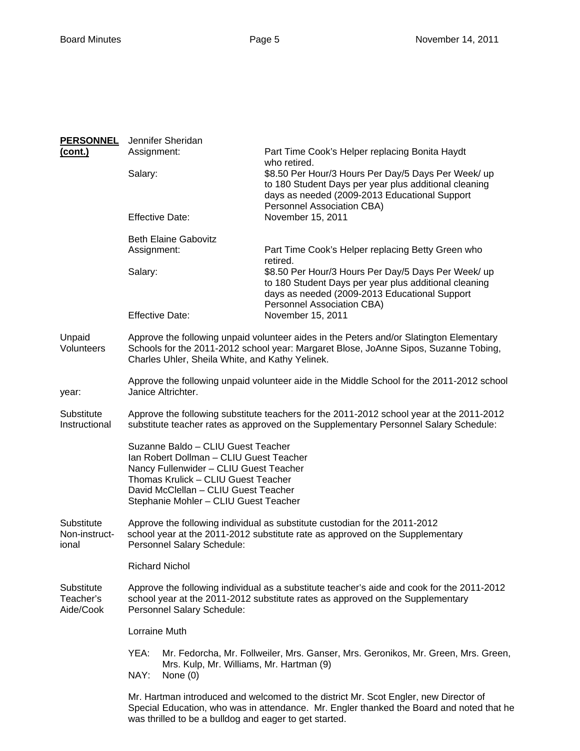**PERSONNEL (cont.)**

Jennifer Sheridan

| | |
|---|---|
| Assignment: | Part Time Cook's Helper replacing Bonita Haydt who retired. |
| Salary: | $8.50 Per Hour/3 Hours Per Day/5 Days Per Week/ up to 180 Student Days per year plus additional cleaning days as needed (2009-2013 Educational Support Personnel Association CBA) |
| Effective Date: | November 15, 2011 |

Beth Elaine Gabovitz

| | |
|---|---|
| Assignment: | Part Time Cook's Helper replacing Betty Green who retired. |
| Salary: | $8.50 Per Hour/3 Hours Per Day/5 Days Per Week/ up to 180 Student Days per year plus additional cleaning days as needed (2009-2013 Educational Support Personnel Association CBA) |
| Effective Date: | November 15, 2011 |

**Unpaid Volunteers**

Approve the following unpaid volunteer aides in the Peters and/or Slatington Elementary Schools for the 2011-2012 school year: Margaret Blose, JoAnne Sipos, Suzanne Tobing, Charles Uhler, Sheila White, and Kathy Yelinek.

Approve the following unpaid volunteer aide in the Middle School for the 2011-2012 school year: Janice Altrichter.

**Substitute Instructional**

Approve the following substitute teachers for the 2011-2012 school year at the 2011-2012 substitute teacher rates as approved on the Supplementary Personnel Salary Schedule:

Suzanne Baldo – CLIU Guest Teacher
Ian Robert Dollman – CLIU Guest Teacher
Nancy Fullenwider – CLIU Guest Teacher
Thomas Krulick – CLIU Guest Teacher
David McClellan – CLIU Guest Teacher
Stephanie Mohler – CLIU Guest Teacher

**Substitute Non-instructional**

Approve the following individual as substitute custodian for the 2011-2012 school year at the 2011-2012 substitute rate as approved on the Supplementary Personnel Salary Schedule:

Richard Nichol

**Substitute Teacher's Aide/Cook**

Approve the following individual as a substitute teacher's aide and cook for the 2011-2012 school year at the 2011-2012 substitute rates as approved on the Supplementary Personnel Salary Schedule:

Lorraine Muth

YEA: Mr. Fedorcha, Mr. Follweiler, Mrs. Ganser, Mrs. Geronikos, Mr. Green, Mrs. Green, Mrs. Kulp, Mr. Williams, Mr. Hartman (9)
NAY: None (0)

Mr. Hartman introduced and welcomed to the district Mr. Scot Engler, new Director of Special Education, who was in attendance. Mr. Engler thanked the Board and noted that he was thrilled to be a bulldog and eager to get started.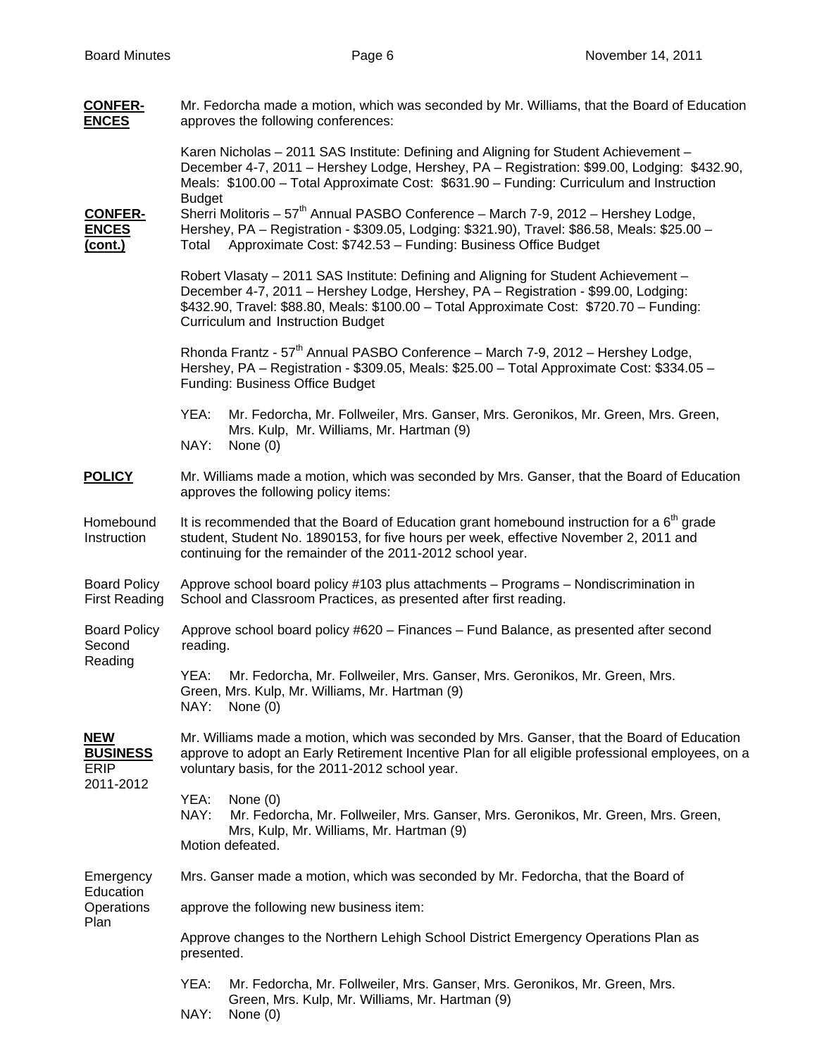**CONFER-ENCES**

Mr. Fedorcha made a motion, which was seconded by Mr. Williams, that the Board of Education approves the following conferences:

Karen Nicholas – 2011 SAS Institute: Defining and Aligning for Student Achievement – December 4-7, 2011 – Hershey Lodge, Hershey, PA – Registration: $99.00, Lodging: $432.90, Meals: $100.00 – Total Approximate Cost: $631.90 – Funding: Curriculum and Instruction Budget

**CONFER-ENCES (cont.)**

Sherri Molitoris – 57th Annual PASBO Conference – March 7-9, 2012 – Hershey Lodge, Hershey, PA – Registration - $309.05, Lodging: $321.90), Travel: $86.58, Meals: $25.00 – Total Approximate Cost: $742.53 – Funding: Business Office Budget

Robert Vlasaty – 2011 SAS Institute: Defining and Aligning for Student Achievement – December 4-7, 2011 – Hershey Lodge, Hershey, PA – Registration - $99.00, Lodging: $432.90, Travel: $88.80, Meals: $100.00 – Total Approximate Cost: $720.70 – Funding: Curriculum and Instruction Budget

Rhonda Frantz - 57th Annual PASBO Conference – March 7-9, 2012 – Hershey Lodge, Hershey, PA – Registration - $309.05, Meals: $25.00 – Total Approximate Cost: $334.05 – Funding: Business Office Budget

YEA: Mr. Fedorcha, Mr. Follweiler, Mrs. Ganser, Mrs. Geronikos, Mr. Green, Mrs. Green, Mrs. Kulp, Mr. Williams, Mr. Hartman (9)
NAY: None (0)

**POLICY**

Mr. Williams made a motion, which was seconded by Mrs. Ganser, that the Board of Education approves the following policy items:

Homebound Instruction

It is recommended that the Board of Education grant homebound instruction for a 6th grade student, Student No. 1890153, for five hours per week, effective November 2, 2011 and continuing for the remainder of the 2011-2012 school year.

Board Policy First Reading

Approve school board policy #103 plus attachments – Programs – Nondiscrimination in School and Classroom Practices, as presented after first reading.

Board Policy Second Reading

Approve school board policy #620 – Finances – Fund Balance, as presented after second reading.

YEA: Mr. Fedorcha, Mr. Follweiler, Mrs. Ganser, Mrs. Geronikos, Mr. Green, Mrs. Green, Mrs. Kulp, Mr. Williams, Mr. Hartman (9)
NAY: None (0)

**NEW BUSINESS**

ERIP 2011-2012

Mr. Williams made a motion, which was seconded by Mrs. Ganser, that the Board of Education approve to adopt an Early Retirement Incentive Plan for all eligible professional employees, on a voluntary basis, for the 2011-2012 school year.

YEA: None (0)
NAY: Mr. Fedorcha, Mr. Follweiler, Mrs. Ganser, Mrs. Geronikos, Mr. Green, Mrs. Green, Mrs, Kulp, Mr. Williams, Mr. Hartman (9)
Motion defeated.

Emergency Education Operations Plan

Mrs. Ganser made a motion, which was seconded by Mr. Fedorcha, that the Board of approve the following new business item:

Approve changes to the Northern Lehigh School District Emergency Operations Plan as presented.

YEA: Mr. Fedorcha, Mr. Follweiler, Mrs. Ganser, Mrs. Geronikos, Mr. Green, Mrs. Green, Mrs. Kulp, Mr. Williams, Mr. Hartman (9)
NAY: None (0)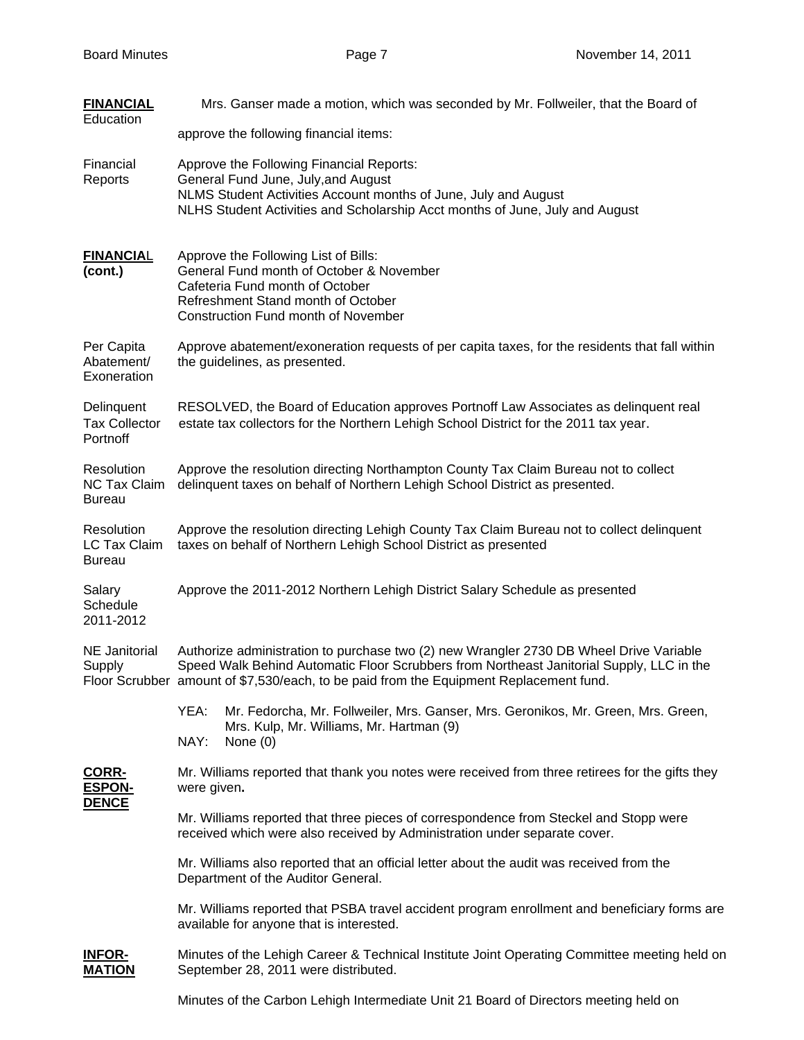**FINANCIAL** Education

Mrs. Ganser made a motion, which was seconded by Mr. Follweiler, that the Board of Education approve the following financial items:

Financial Reports

Approve the Following Financial Reports:
General Fund June, July,and August
NLMS Student Activities Account months of June, July and August
NLHS Student Activities and Scholarship Acct months of June, July and August

**FINANCIAL (cont.)**

Approve the Following List of Bills:
General Fund month of October & November
Cafeteria Fund month of October
Refreshment Stand month of October
Construction Fund month of November

Per Capita Abatement/ Exoneration

Approve abatement/exoneration requests of per capita taxes, for the residents that fall within the guidelines, as presented.

Delinquent Tax Collector Portnoff

RESOLVED, the Board of Education approves Portnoff Law Associates as delinquent real estate tax collectors for the Northern Lehigh School District for the 2011 tax year.

Resolution NC Tax Claim Bureau

Approve the resolution directing Northampton County Tax Claim Bureau not to collect delinquent taxes on behalf of Northern Lehigh School District as presented.

Resolution LC Tax Claim Bureau

Approve the resolution directing Lehigh County Tax Claim Bureau not to collect delinquent taxes on behalf of Northern Lehigh School District as presented

Salary Schedule 2011-2012

Approve the 2011-2012 Northern Lehigh District Salary Schedule as presented

NE Janitorial Supply Floor Scrubber

Authorize administration to purchase two (2) new Wrangler 2730 DB Wheel Drive Variable Speed Walk Behind Automatic Floor Scrubbers from Northeast Janitorial Supply, LLC in the amount of $7,530/each, to be paid from the Equipment Replacement fund.

YEA: Mr. Fedorcha, Mr. Follweiler, Mrs. Ganser, Mrs. Geronikos, Mr. Green, Mrs. Green, Mrs. Kulp, Mr. Williams, Mr. Hartman (9)
NAY: None (0)

**CORR-ESPON-DENCE**

Mr. Williams reported that thank you notes were received from three retirees for the gifts they were given**.**

Mr. Williams reported that three pieces of correspondence from Steckel and Stopp were received which were also received by Administration under separate cover.

Mr. Williams also reported that an official letter about the audit was received from the Department of the Auditor General.

Mr. Williams reported that PSBA travel accident program enrollment and beneficiary forms are available for anyone that is interested.

**INFOR-MATION**

Minutes of the Lehigh Career & Technical Institute Joint Operating Committee meeting held on September 28, 2011 were distributed.

Minutes of the Carbon Lehigh Intermediate Unit 21 Board of Directors meeting held on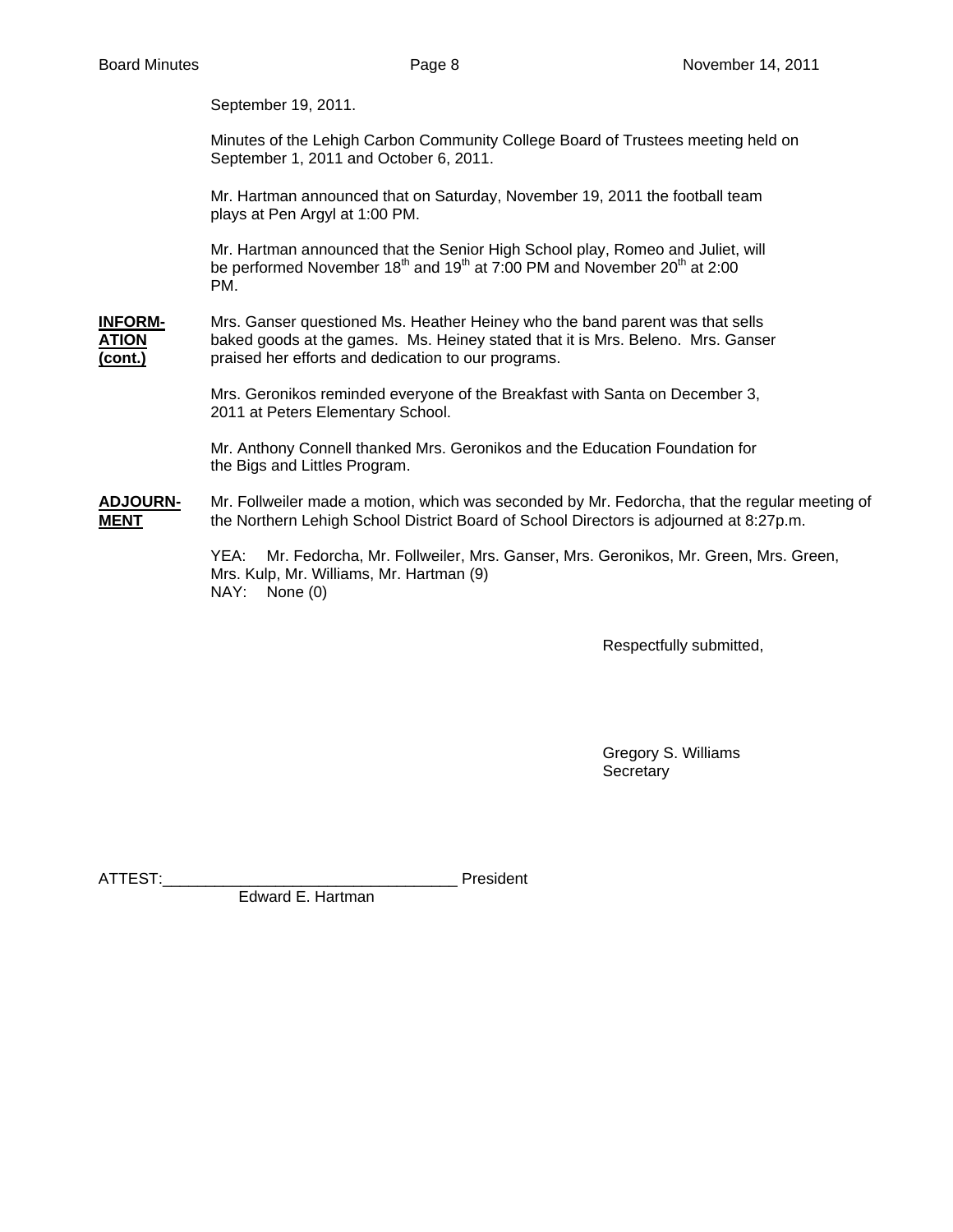September 19, 2011.

Minutes of the Lehigh Carbon Community College Board of Trustees meeting held on September 1, 2011 and October 6, 2011.

Mr. Hartman announced that on Saturday, November 19, 2011 the football team plays at Pen Argyl at 1:00 PM.

Mr. Hartman announced that the Senior High School play, Romeo and Juliet, will be performed November 18th and 19th at 7:00 PM and November 20th at 2:00 PM.

**INFORMATION (cont.)**

Mrs. Ganser questioned Ms. Heather Heiney who the band parent was that sells baked goods at the games. Ms. Heiney stated that it is Mrs. Beleno. Mrs. Ganser praised her efforts and dedication to our programs.

Mrs. Geronikos reminded everyone of the Breakfast with Santa on December 3, 2011 at Peters Elementary School.

Mr. Anthony Connell thanked Mrs. Geronikos and the Education Foundation for the Bigs and Littles Program.

**ADJOURNMENT**

Mr. Follweiler made a motion, which was seconded by Mr. Fedorcha, that the regular meeting of the Northern Lehigh School District Board of School Directors is adjourned at 8:27p.m.

YEA: Mr. Fedorcha, Mr. Follweiler, Mrs. Ganser, Mrs. Geronikos, Mr. Green, Mrs. Green, Mrs. Kulp, Mr. Williams, Mr. Hartman (9)
NAY: None (0)

Respectfully submitted,

Gregory S. Williams
Secretary

ATTEST:__________________________________ President
Edward E. Hartman